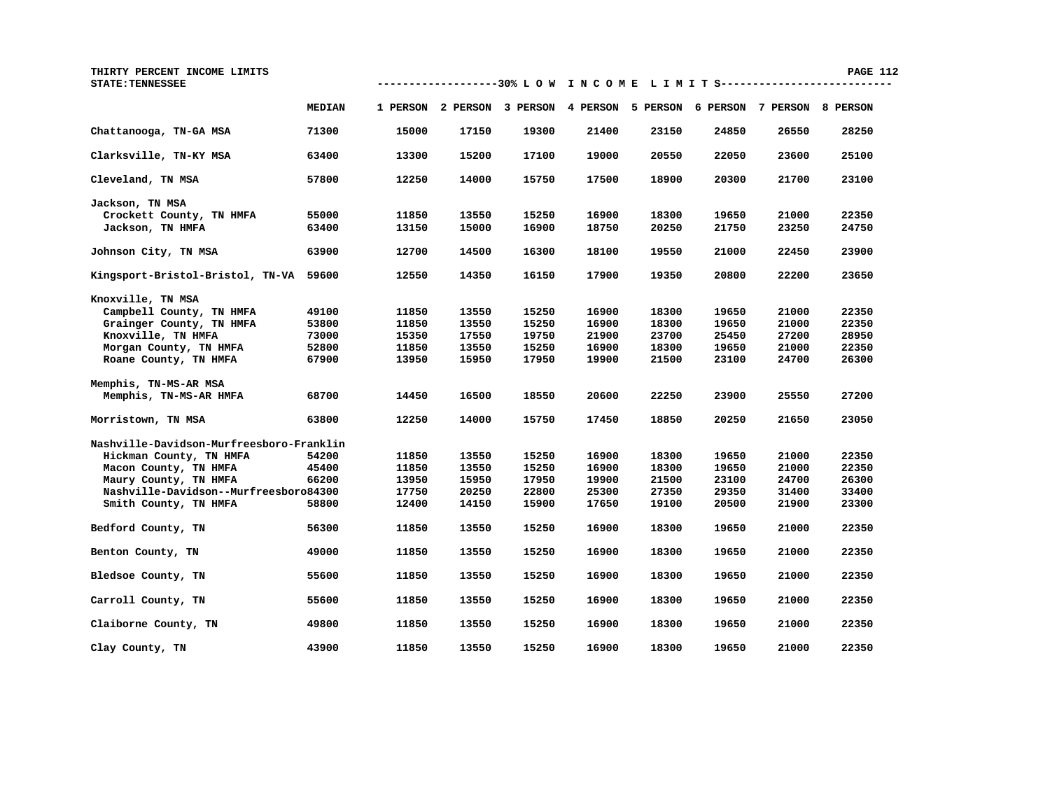THIRTY PERCENT INCOME LIMITS

STATE:TENNESSEE

| | MEDIAN | 30% LOW INCOME LIMITS | | | | | | | |
|---|---|---|---|---|---|---|---|---|---|
| | | 1 PERSON | 2 PERSON | 3 PERSON | 4 PERSON | 5 PERSON | 6 PERSON | 7 PERSON | 8 PERSON |
| Chattanooga, TN-GA MSA | 71300 | 15000 | 17150 | 19300 | 21400 | 23150 | 24850 | 26550 | 28250 |
| Clarksville, TN-KY MSA | 63400 | 13300 | 15200 | 17100 | 19000 | 20550 | 22050 | 23600 | 25100 |
| Cleveland, TN MSA | 57800 | 12250 | 14000 | 15750 | 17500 | 18900 | 20300 | 21700 | 23100 |
| Jackson, TN MSA | | | | | | | | | |
| Crockett County, TN HMFA | 55000 | 11850 | 13550 | 15250 | 16900 | 18300 | 19650 | 21000 | 22350 |
| Jackson, TN HMFA | 63400 | 13150 | 15000 | 16900 | 18750 | 20250 | 21750 | 23250 | 24750 |
| Johnson City, TN MSA | 63900 | 12700 | 14500 | 16300 | 18100 | 19550 | 21000 | 22450 | 23900 |
| Kingsport-Bristol-Bristol, TN-VA | 59600 | 12550 | 14350 | 16150 | 17900 | 19350 | 20800 | 22200 | 23650 |
| Knoxville, TN MSA | | | | | | | | | |
| Campbell County, TN HMFA | 49100 | 11850 | 13550 | 15250 | 16900 | 18300 | 19650 | 21000 | 22350 |
| Grainger County, TN HMFA | 53800 | 11850 | 13550 | 15250 | 16900 | 18300 | 19650 | 21000 | 22350 |
| Knoxville, TN HMFA | 73000 | 15350 | 17550 | 19750 | 21900 | 23700 | 25450 | 27200 | 28950 |
| Morgan County, TN HMFA | 52800 | 11850 | 13550 | 15250 | 16900 | 18300 | 19650 | 21000 | 22350 |
| Roane County, TN HMFA | 67900 | 13950 | 15950 | 17950 | 19900 | 21500 | 23100 | 24700 | 26300 |
| Memphis, TN-MS-AR MSA | | | | | | | | | |
| Memphis, TN-MS-AR HMFA | 68700 | 14450 | 16500 | 18550 | 20600 | 22250 | 23900 | 25550 | 27200 |
| Morristown, TN MSA | 63800 | 12250 | 14000 | 15750 | 17450 | 18850 | 20250 | 21650 | 23050 |
| Nashville-Davidson-Murfreesboro-Franklin | | | | | | | | | |
| Hickman County, TN HMFA | 54200 | 11850 | 13550 | 15250 | 16900 | 18300 | 19650 | 21000 | 22350 |
| Macon County, TN HMFA | 45400 | 11850 | 13550 | 15250 | 16900 | 18300 | 19650 | 21000 | 22350 |
| Maury County, TN HMFA | 66200 | 13950 | 15950 | 17950 | 19900 | 21500 | 23100 | 24700 | 26300 |
| Nashville-Davidson--Murfreesboro | 84300 | 17750 | 20250 | 22800 | 25300 | 27350 | 29350 | 31400 | 33400 |
| Smith County, TN HMFA | 58800 | 12400 | 14150 | 15900 | 17650 | 19100 | 20500 | 21900 | 23300 |
| Bedford County, TN | 56300 | 11850 | 13550 | 15250 | 16900 | 18300 | 19650 | 21000 | 22350 |
| Benton County, TN | 49000 | 11850 | 13550 | 15250 | 16900 | 18300 | 19650 | 21000 | 22350 |
| Bledsoe County, TN | 55600 | 11850 | 13550 | 15250 | 16900 | 18300 | 19650 | 21000 | 22350 |
| Carroll County, TN | 55600 | 11850 | 13550 | 15250 | 16900 | 18300 | 19650 | 21000 | 22350 |
| Claiborne County, TN | 49800 | 11850 | 13550 | 15250 | 16900 | 18300 | 19650 | 21000 | 22350 |
| Clay County, TN | 43900 | 11850 | 13550 | 15250 | 16900 | 18300 | 19650 | 21000 | 22350 |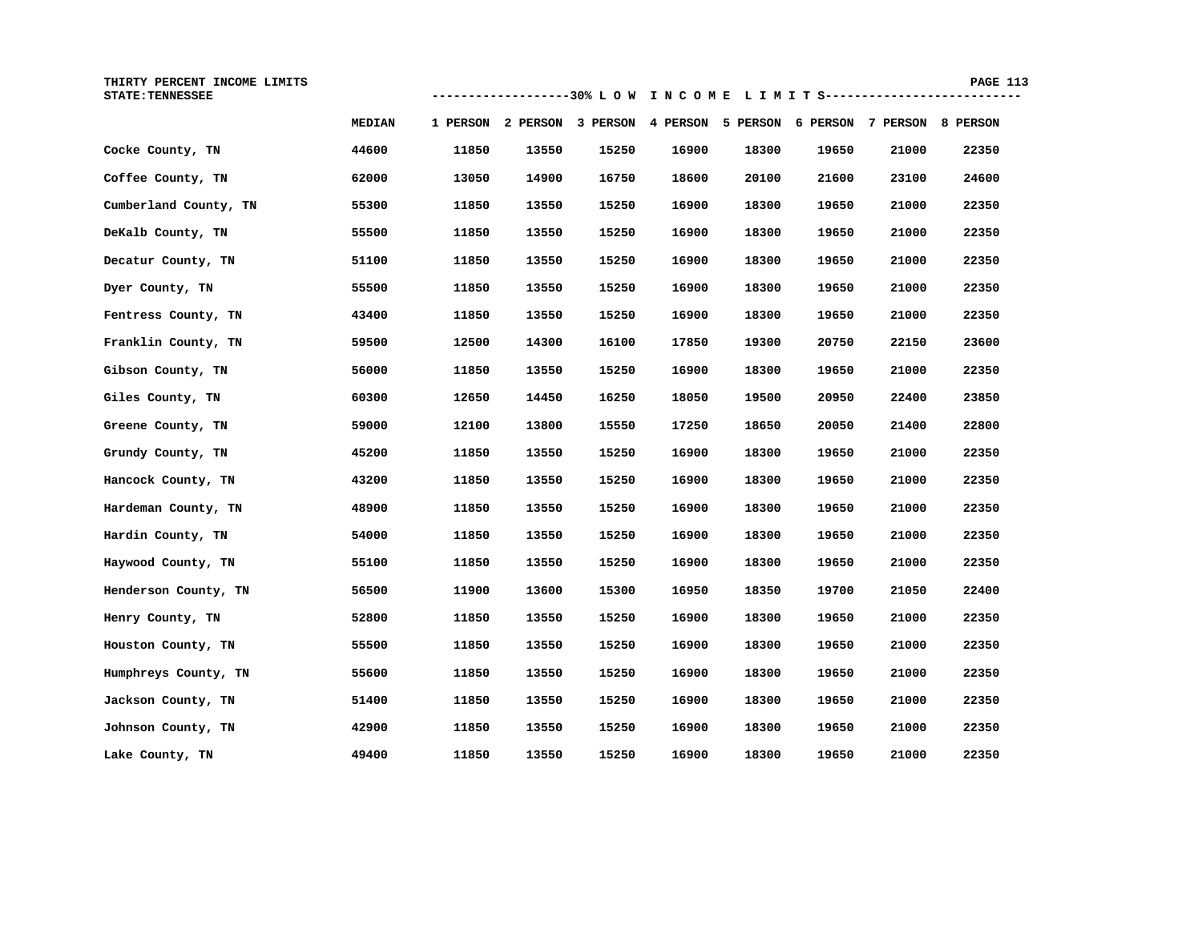THIRTY PERCENT INCOME LIMITS
STATE:TENNESSEE

| | MEDIAN | 1 PERSON | 2 PERSON | 3 PERSON | 4 PERSON | 5 PERSON | 6 PERSON | 7 PERSON | 8 PERSON |
|---|---|---|---|---|---|---|---|---|---|
| | | -------------------30% L O W | I N C O M E | L I M I T S | -------------------------- | | | | |
| Cocke County, TN | 44600 | 11850 | 13550 | 15250 | 16900 | 18300 | 19650 | 21000 | 22350 |
| Coffee County, TN | 62000 | 13050 | 14900 | 16750 | 18600 | 20100 | 21600 | 23100 | 24600 |
| Cumberland County, TN | 55300 | 11850 | 13550 | 15250 | 16900 | 18300 | 19650 | 21000 | 22350 |
| DeKalb County, TN | 55500 | 11850 | 13550 | 15250 | 16900 | 18300 | 19650 | 21000 | 22350 |
| Decatur County, TN | 51100 | 11850 | 13550 | 15250 | 16900 | 18300 | 19650 | 21000 | 22350 |
| Dyer County, TN | 55500 | 11850 | 13550 | 15250 | 16900 | 18300 | 19650 | 21000 | 22350 |
| Fentress County, TN | 43400 | 11850 | 13550 | 15250 | 16900 | 18300 | 19650 | 21000 | 22350 |
| Franklin County, TN | 59500 | 12500 | 14300 | 16100 | 17850 | 19300 | 20750 | 22150 | 23600 |
| Gibson County, TN | 56000 | 11850 | 13550 | 15250 | 16900 | 18300 | 19650 | 21000 | 22350 |
| Giles County, TN | 60300 | 12650 | 14450 | 16250 | 18050 | 19500 | 20950 | 22400 | 23850 |
| Greene County, TN | 59000 | 12100 | 13800 | 15550 | 17250 | 18650 | 20050 | 21400 | 22800 |
| Grundy County, TN | 45200 | 11850 | 13550 | 15250 | 16900 | 18300 | 19650 | 21000 | 22350 |
| Hancock County, TN | 43200 | 11850 | 13550 | 15250 | 16900 | 18300 | 19650 | 21000 | 22350 |
| Hardeman County, TN | 48900 | 11850 | 13550 | 15250 | 16900 | 18300 | 19650 | 21000 | 22350 |
| Hardin County, TN | 54000 | 11850 | 13550 | 15250 | 16900 | 18300 | 19650 | 21000 | 22350 |
| Haywood County, TN | 55100 | 11850 | 13550 | 15250 | 16900 | 18300 | 19650 | 21000 | 22350 |
| Henderson County, TN | 56500 | 11900 | 13600 | 15300 | 16950 | 18350 | 19700 | 21050 | 22400 |
| Henry County, TN | 52800 | 11850 | 13550 | 15250 | 16900 | 18300 | 19650 | 21000 | 22350 |
| Houston County, TN | 55500 | 11850 | 13550 | 15250 | 16900 | 18300 | 19650 | 21000 | 22350 |
| Humphreys County, TN | 55600 | 11850 | 13550 | 15250 | 16900 | 18300 | 19650 | 21000 | 22350 |
| Jackson County, TN | 51400 | 11850 | 13550 | 15250 | 16900 | 18300 | 19650 | 21000 | 22350 |
| Johnson County, TN | 42900 | 11850 | 13550 | 15250 | 16900 | 18300 | 19650 | 21000 | 22350 |
| Lake County, TN | 49400 | 11850 | 13550 | 15250 | 16900 | 18300 | 19650 | 21000 | 22350 |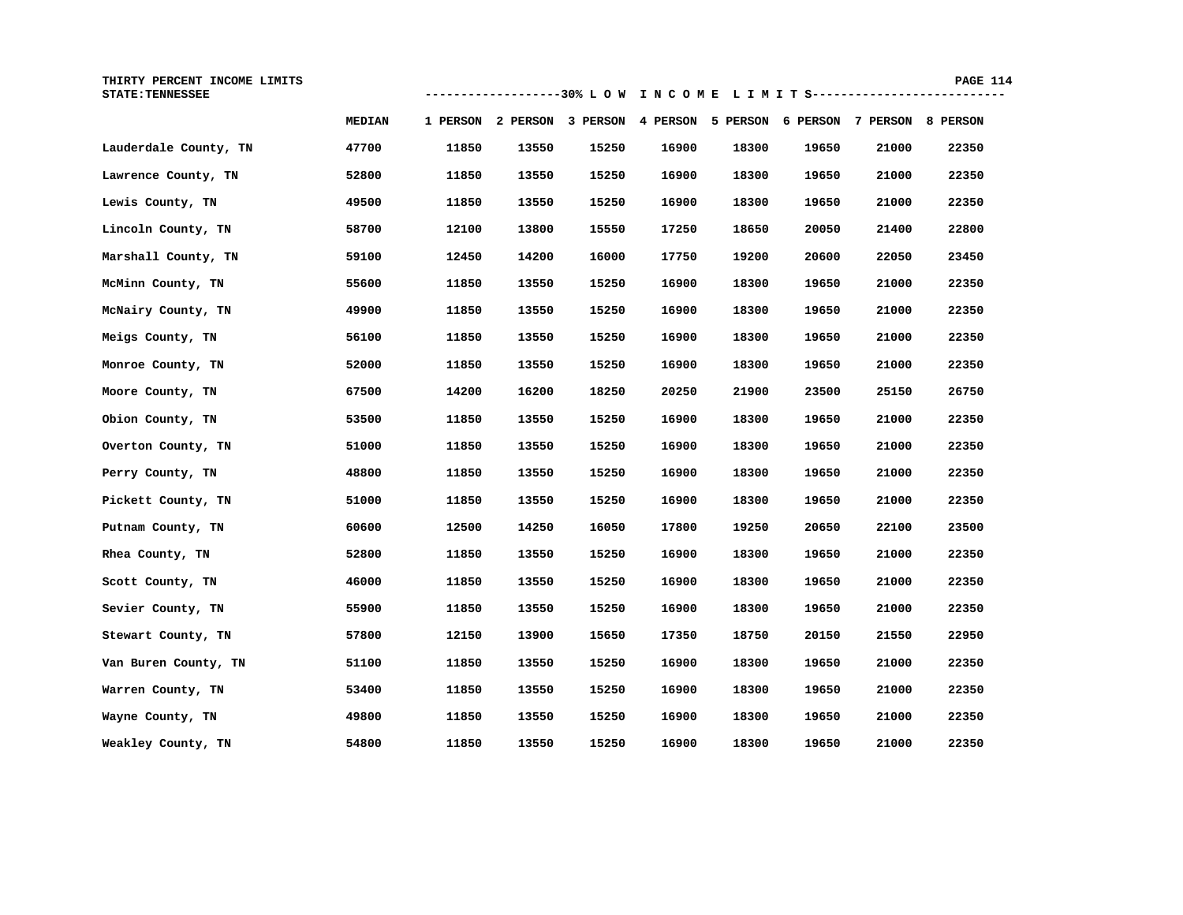THIRTY PERCENT INCOME LIMITS
STATE:TENNESSEE

| | MEDIAN | 30% LOW INCOME LIMITS 1 PERSON | 2 PERSON | 3 PERSON | 4 PERSON | 5 PERSON | 6 PERSON | 7 PERSON | 8 PERSON |
|---|---|---|---|---|---|---|---|---|---|
| Lauderdale County, TN | 47700 | 11850 | 13550 | 15250 | 16900 | 18300 | 19650 | 21000 | 22350 |
| Lawrence County, TN | 52800 | 11850 | 13550 | 15250 | 16900 | 18300 | 19650 | 21000 | 22350 |
| Lewis County, TN | 49500 | 11850 | 13550 | 15250 | 16900 | 18300 | 19650 | 21000 | 22350 |
| Lincoln County, TN | 58700 | 12100 | 13800 | 15550 | 17250 | 18650 | 20050 | 21400 | 22800 |
| Marshall County, TN | 59100 | 12450 | 14200 | 16000 | 17750 | 19200 | 20600 | 22050 | 23450 |
| McMinn County, TN | 55600 | 11850 | 13550 | 15250 | 16900 | 18300 | 19650 | 21000 | 22350 |
| McNairy County, TN | 49900 | 11850 | 13550 | 15250 | 16900 | 18300 | 19650 | 21000 | 22350 |
| Meigs County, TN | 56100 | 11850 | 13550 | 15250 | 16900 | 18300 | 19650 | 21000 | 22350 |
| Monroe County, TN | 52000 | 11850 | 13550 | 15250 | 16900 | 18300 | 19650 | 21000 | 22350 |
| Moore County, TN | 67500 | 14200 | 16200 | 18250 | 20250 | 21900 | 23500 | 25150 | 26750 |
| Obion County, TN | 53500 | 11850 | 13550 | 15250 | 16900 | 18300 | 19650 | 21000 | 22350 |
| Overton County, TN | 51000 | 11850 | 13550 | 15250 | 16900 | 18300 | 19650 | 21000 | 22350 |
| Perry County, TN | 48800 | 11850 | 13550 | 15250 | 16900 | 18300 | 19650 | 21000 | 22350 |
| Pickett County, TN | 51000 | 11850 | 13550 | 15250 | 16900 | 18300 | 19650 | 21000 | 22350 |
| Putnam County, TN | 60600 | 12500 | 14250 | 16050 | 17800 | 19250 | 20650 | 22100 | 23500 |
| Rhea County, TN | 52800 | 11850 | 13550 | 15250 | 16900 | 18300 | 19650 | 21000 | 22350 |
| Scott County, TN | 46000 | 11850 | 13550 | 15250 | 16900 | 18300 | 19650 | 21000 | 22350 |
| Sevier County, TN | 55900 | 11850 | 13550 | 15250 | 16900 | 18300 | 19650 | 21000 | 22350 |
| Stewart County, TN | 57800 | 12150 | 13900 | 15650 | 17350 | 18750 | 20150 | 21550 | 22950 |
| Van Buren County, TN | 51100 | 11850 | 13550 | 15250 | 16900 | 18300 | 19650 | 21000 | 22350 |
| Warren County, TN | 53400 | 11850 | 13550 | 15250 | 16900 | 18300 | 19650 | 21000 | 22350 |
| Wayne County, TN | 49800 | 11850 | 13550 | 15250 | 16900 | 18300 | 19650 | 21000 | 22350 |
| Weakley County, TN | 54800 | 11850 | 13550 | 15250 | 16900 | 18300 | 19650 | 21000 | 22350 |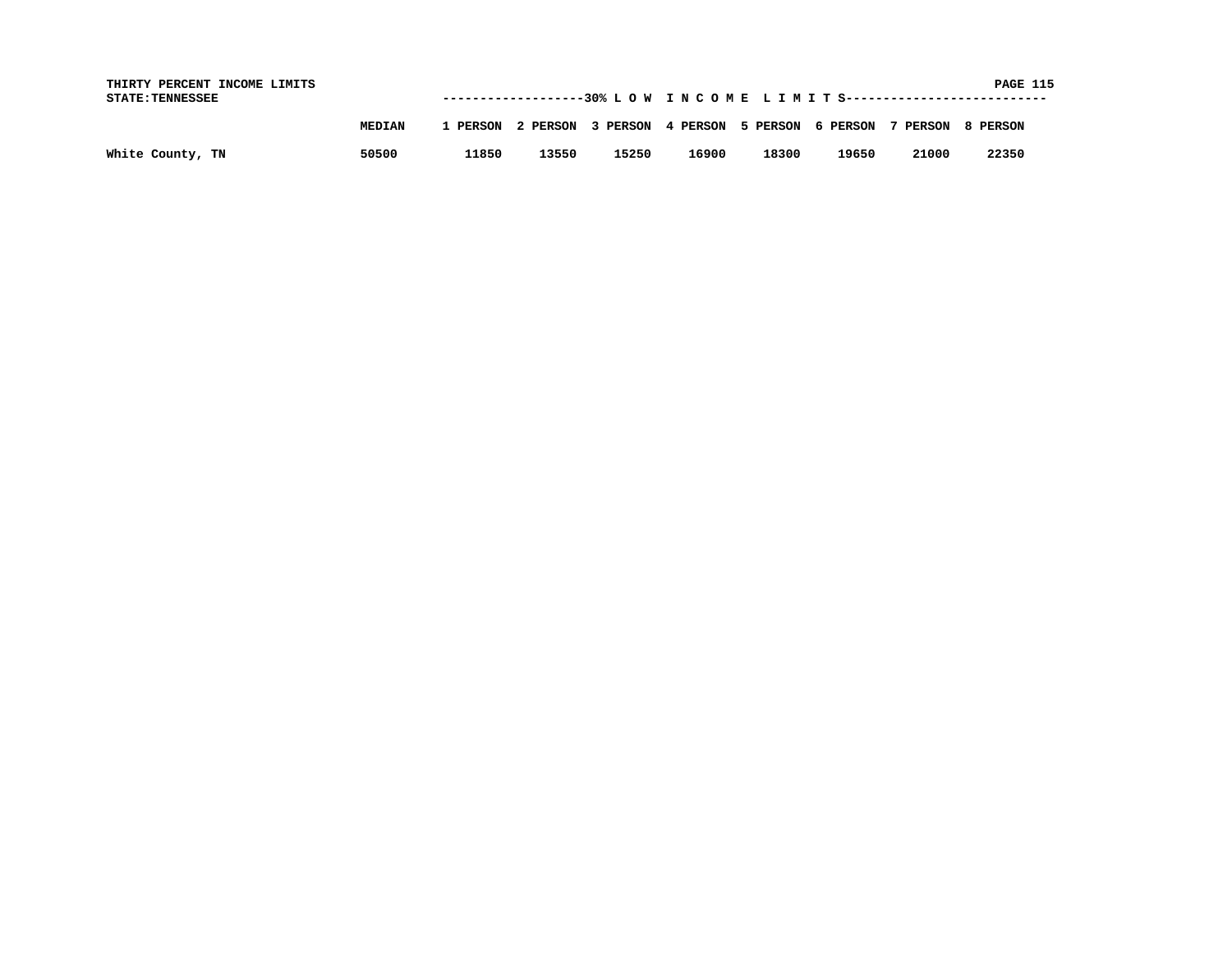THIRTY PERCENT INCOME LIMITS
STATE:TENNESSEE

| | MEDIAN | 1 PERSON | 2 PERSON | 3 PERSON | 4 PERSON | 5 PERSON | 6 PERSON | 7 PERSON | 8 PERSON |
|---|---|---|---|---|---|---|---|---|---|
| | | -30% L O W I N C O M E L I M I T S- | | | | | | | |
| White County, TN | 50500 | 11850 | 13550 | 15250 | 16900 | 18300 | 19650 | 21000 | 22350 |